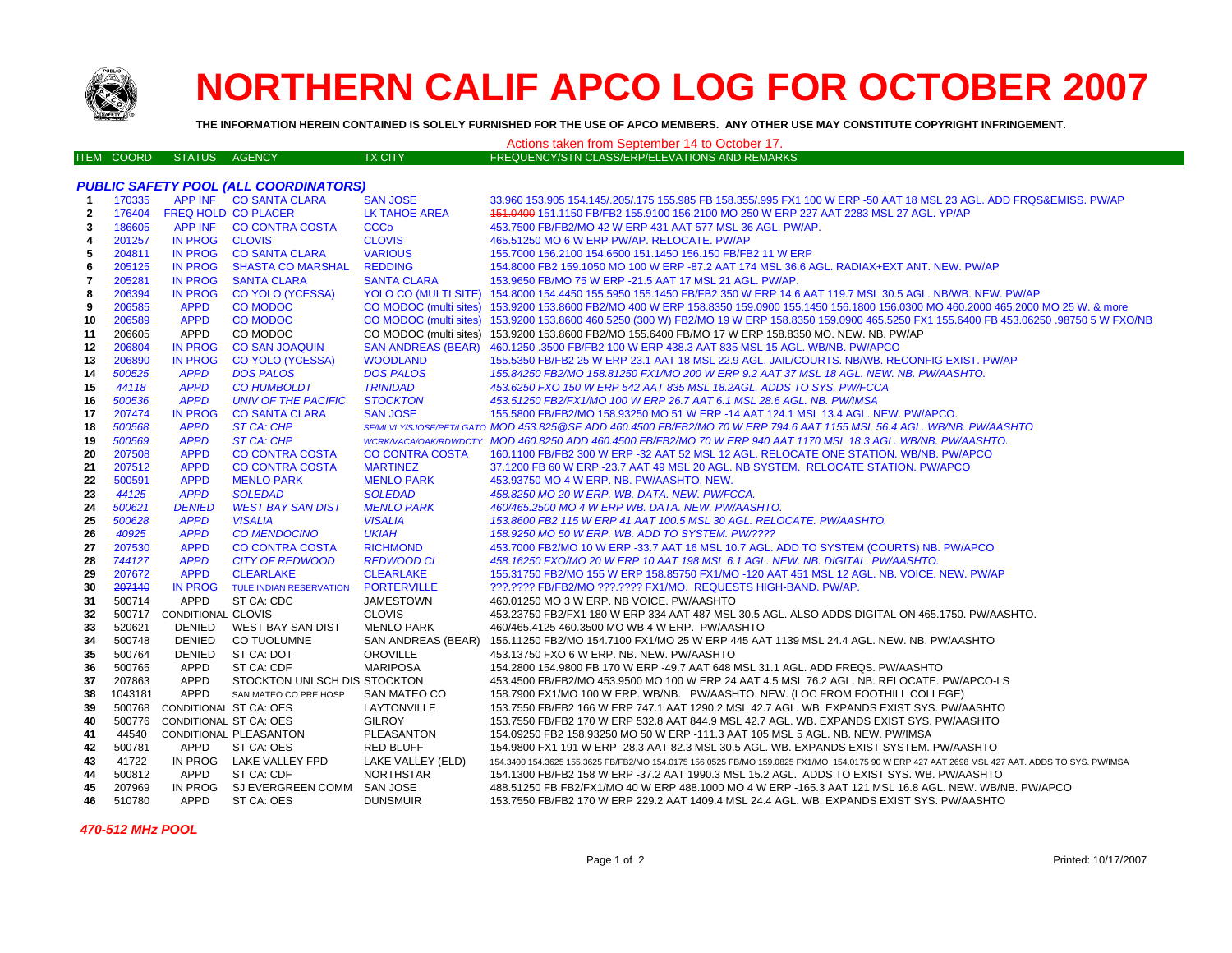# NORTHERN CALIF APCO LOG FOR OCTOBER 2007

**THE INFORMATION HEREIN CONTAINED IS SOLELY FURNISHED FOR THE USE OF APCO MEMBERS. ANY OTHER USE MAY CONSTITUTE COPYRIGHT INFRINGEMENT.**

Actions taken from September 14 to October 17.

| ITEM | COORD | STATUS | AGENCY | TX CITY | FREQUENCY/STN CLASS/ERP/ELEVATIONS AND REMARKS |
|---|---|---|---|---|---|
| | | | ***PUBLIC SAFETY POOL (ALL COORDINATORS)*** | | |
| 1 | 170335 | APP INF | CO SANTA CLARA | SAN JOSE | 33.960 153.905 154.145/.205/.175 155.985 FB 158.355/.995 FX1 100 W ERP -50 AAT 18 MSL 23 AGL. ADD FRQS&EMISS. PW/AP |
| 2 | 176404 | FREQ HOLD | CO PLACER | LK TAHOE AREA | ~~151.0400~~ 151.1150 FB/FB2 155.9100 156.2100 MO 250 W ERP 227 AAT 2283 MSL 27 AGL. YP/AP |
| 3 | 186605 | APP INF | CO CONTRA COSTA | CCCo | 453.7500 FB/FB2/MO 42 W ERP 431 AAT 577 MSL 36 AGL. PW/AP. |
| 4 | 201257 | IN PROG | CLOVIS | CLOVIS | 465.51250 MO 6 W ERP PW/AP. RELOCATE. PW/AP |
| 5 | 204811 | IN PROG | CO SANTA CLARA | VARIOUS | 155.7000 156.2100 154.6500 151.1450 156.150 FB/FB2 11 W ERP |
| 6 | 205125 | IN PROG | SHASTA CO MARSHAL | REDDING | 154.8000 FB2 159.1050 MO 100 W ERP -87.2 AAT 174 MSL 36.6 AGL. RADIAX+EXT ANT. NEW. PW/AP |
| 7 | 205281 | IN PROG | SANTA CLARA | SANTA CLARA | 153.9650 FB/MO 75 W ERP -21.5 AAT 17 MSL 21 AGL. PW/AP. |
| 8 | 206394 | IN PROG | CO YOLO (YCESSA) | YOLO CO (MULTI SITE) | 154.8000 154.4450 155.5950 155.1450 FB/FB2 350 W ERP 14.6 AAT 119.7 MSL 30.5 AGL. NB/WB. NEW. PW/AP |
| 9 | 206585 | APPD | CO MODOC | CO MODOC (multi sites) | 153.9200 153.8600 FB2/MO 400 W ERP 158.8350 159.0900 155.1450 156.1800 156.0300 MO 460.2000 465.2000 MO 25 W. & more |
| 10 | 206589 | APPD | CO MODOC | CO MODOC (multi sites) | 153.9200 153.8600 460.5250 (300 W) FB2/MO 19 W ERP 158.8350 159.0900 465.5250 FX1 155.6400 FB 453.06250 .98750 5 W FXO/NB |
| 11 | 206605 | APPD | CO MODOC | CO MODOC (multi sites) | 153.9200 153.8600 FB2/MO 155.6400 FB/MO 17 W ERP 158.8350 MO. NEW. NB. PW/AP |
| 12 | 206804 | IN PROG | CO SAN JOAQUIN | SAN ANDREAS (BEAR) | 460.1250 .3500 FB/FB2 100 W ERP 438.3 AAT 835 MSL 15 AGL. WB/NB. PW/APCO |
| 13 | 206890 | IN PROG | CO YOLO (YCESSA) | WOODLAND | 155.5350 FB/FB2 25 W ERP 23.1 AAT 18 MSL 22.9 AGL. JAIL/COURTS. NB/WB. RECONFIG EXIST. PW/AP |
| 14 | *500525* | *APPD* | *DOS PALOS* | *DOS PALOS* | *155.84250 FB2/MO 158.81250 FX1/MO 200 W ERP 9.2 AAT 37 MSL 18 AGL. NEW. NB. PW/AASHTO.* |
| 15 | *44118* | *APPD* | *CO HUMBOLDT* | *TRINIDAD* | *453.6250 FXO 150 W ERP 542 AAT 835 MSL 18.2AGL. ADDS TO SYS. PW/FCCA* |
| 16 | *500536* | *APPD* | *UNIV OF THE PACIFIC* | *STOCKTON* | *453.51250 FB2/FX1/MO 100 W ERP 26.7 AAT 6.1 MSL 28.6 AGL. NB. PW/IMSA* |
| 17 | 207474 | IN PROG | CO SANTA CLARA | SAN JOSE | 155.5800 FB/FB2/MO 158.93250 MO 51 W ERP -14 AAT 124.1 MSL 13.4 AGL. NEW. PW/APCO. |
| 18 | *500568* | *APPD* | *ST CA: CHP* | *SF/MLVLY/SJOSE/PET/LGATO* | *MOD 453.825@SF ADD 460.4500 FB/FB2/MO 70 W ERP 794.6 AAT 1155 MSL 56.4 AGL. WB/NB. PW/AASHTO* |
| 19 | *500569* | *APPD* | *ST CA: CHP* | *WCRK/VACA/OAK/RDWDCTY* | *MOD 460.8250 ADD 460.4500 FB/FB2/MO 70 W ERP 940 AAT 1170 MSL 18.3 AGL. WB/NB. PW/AASHTO.* |
| 20 | 207508 | APPD | CO CONTRA COSTA | CO CONTRA COSTA | 160.1100 FB/FB2 300 W ERP -32 AAT 52 MSL 12 AGL. RELOCATE ONE STATION. WB/NB. PW/APCO |
| 21 | 207512 | APPD | CO CONTRA COSTA | MARTINEZ | 37.1200 FB 60 W ERP -23.7 AAT 49 MSL 20 AGL. NB SYSTEM. RELOCATE STATION. PW/APCO |
| 22 | 500591 | APPD | MENLO PARK | MENLO PARK | 453.93750 MO 4 W ERP. NB. PW/AASHTO. NEW. |
| 23 | *44125* | *APPD* | *SOLEDAD* | *SOLEDAD* | *458.8250 MO 20 W ERP. WB. DATA. NEW. PW/FCCA.* |
| 24 | *500621* | *DENIED* | *WEST BAY SAN DIST* | *MENLO PARK* | *460/465.2500 MO 4 W ERP WB. DATA. NEW. PW/AASHTO.* |
| 25 | *500628* | *APPD* | *VISALIA* | *VISALIA* | *153.8600 FB2 115 W ERP 41 AAT 100.5 MSL 30 AGL. RELOCATE. PW/AASHTO.* |
| 26 | *40925* | *APPD* | *CO MENDOCINO* | *UKIAH* | *158.9250 MO 50 W ERP. WB. ADD TO SYSTEM. PW/????* |
| 27 | 207530 | APPD | CO CONTRA COSTA | RICHMOND | 453.7000 FB2/MO 10 W ERP -33.7 AAT 16 MSL 10.7 AGL. ADD TO SYSTEM (COURTS) NB. PW/APCO |
| 28 | *744127* | *APPD* | *CITY OF REDWOOD* | *REDWOOD CI* | *458.16250 FXO/MO 20 W ERP 10 AAT 198 MSL 6.1 AGL. NEW. NB. DIGITAL. PW/AASHTO.* |
| 29 | 207672 | APPD | CLEARLAKE | CLEARLAKE | 155.31750 FB2/MO 155 W ERP 158.85750 FX1/MO -120 AAT 451 MSL 12 AGL. NB. VOICE. NEW. PW/AP |
| 30 | ~~207140~~ | IN PROG | TULE INDIAN RESERVATION | PORTERVILLE | ???.???? FB/FB2/MO ???.???? FX1/MO. REQUESTS HIGH-BAND. PW/AP. |
| 31 | 500714 | APPD | ST CA: CDC | JAMESTOWN | 460.01250 MO 3 W ERP. NB VOICE. PW/AASHTO |
| 32 | 500717 | CONDITIONAL | CLOVIS | CLOVIS | 453.23750 FB2/FX1 180 W ERP 334 AAT 487 MSL 30.5 AGL. ALSO ADDS DIGITAL ON 465.1750. PW/AASHTO. |
| 33 | 520621 | DENIED | WEST BAY SAN DIST | MENLO PARK | 460/465.4125 460.3500 MO WB 4 W ERP. PW/AASHTO |
| 34 | 500748 | DENIED | CO TUOLUMNE | SAN ANDREAS (BEAR) | 156.11250 FB2/MO 154.7100 FX1/MO 25 W ERP 445 AAT 1139 MSL 24.4 AGL. NEW. NB. PW/AASHTO |
| 35 | 500764 | DENIED | ST CA: DOT | OROVILLE | 453.13750 FXO 6 W ERP. NB. NEW. PW/AASHTO |
| 36 | 500765 | APPD | ST CA: CDF | MARIPOSA | 154.2800 154.9800 FB 170 W ERP -49.7 AAT 648 MSL 31.1 AGL. ADD FREQS. PW/AASHTO |
| 37 | 207863 | APPD | STOCKTON UNI SCH DIS | STOCKTON | 453.4500 FB/FB2/MO 453.9500 MO 100 W ERP 24 AAT 4.5 MSL 76.2 AGL. NB. RELOCATE. PW/APCO-LS |
| 38 | 1043181 | APPD | SAN MATEO CO PRE HOSP | SAN MATEO CO | 158.7900 FX1/MO 100 W ERP. WB/NB. PW/AASHTO. NEW. (LOC FROM FOOTHILL COLLEGE) |
| 39 | 500768 | CONDITIONAL | ST CA: OES | LAYTONVILLE | 153.7550 FB/FB2 166 W ERP 747.1 AAT 1290.2 MSL 42.7 AGL. WB. EXPANDS EXIST SYS. PW/AASHTO |
| 40 | 500776 | CONDITIONAL | ST CA: OES | GILROY | 153.7550 FB/FB2 170 W ERP 532.8 AAT 844.9 MSL 42.7 AGL. WB. EXPANDS EXIST SYS. PW/AASHTO |
| 41 | 44540 | CONDITIONAL | PLEASANTON | PLEASANTON | 154.09250 FB2 158.93250 MO 50 W ERP -111.3 AAT 105 MSL 5 AGL. NB. NEW. PW/IMSA |
| 42 | 500781 | APPD | ST CA: OES | RED BLUFF | 154.9800 FX1 191 W ERP -28.3 AAT 82.3 MSL 30.5 AGL. WB. EXPANDS EXIST SYSTEM. PW/AASHTO |
| 43 | 41722 | IN PROG | LAKE VALLEY FPD | LAKE VALLEY (ELD) | 154.3400 154.3625 155.3625 FB/FB2/MO 154.0175 156.0525 FB/MO 159.0825 FX1/MO 154.0175 90 W ERP 427 AAT 2698 MSL 427 AGL. ADDS TO SYS. PW/IMSA |
| 44 | 500812 | APPD | ST CA: CDF | NORTHSTAR | 154.1300 FB/FB2 158 W ERP -37.2 AAT 1990.3 MSL 15.2 AGL. ADDS TO EXIST SYS. WB. PW/AASHTO |
| 45 | 207969 | IN PROG | SJ EVERGREEN COMM | SAN JOSE | 488.51250 FB.FB2/FX1/MO 40 W ERP 488.1000 MO 4 W ERP -165.3 AAT 121 MSL 16.8 AGL. NEW. WB/NB. PW/APCO |
| 46 | 510780 | APPD | ST CA: OES | DUNSMUIR | 153.7550 FB/FB2 170 W ERP 229.2 AAT 1409.4 MSL 24.4 AGL. WB. EXPANDS EXIST SYS. PW/AASHTO |

***470-512 MHz POOL***

Printed: 10/17/2007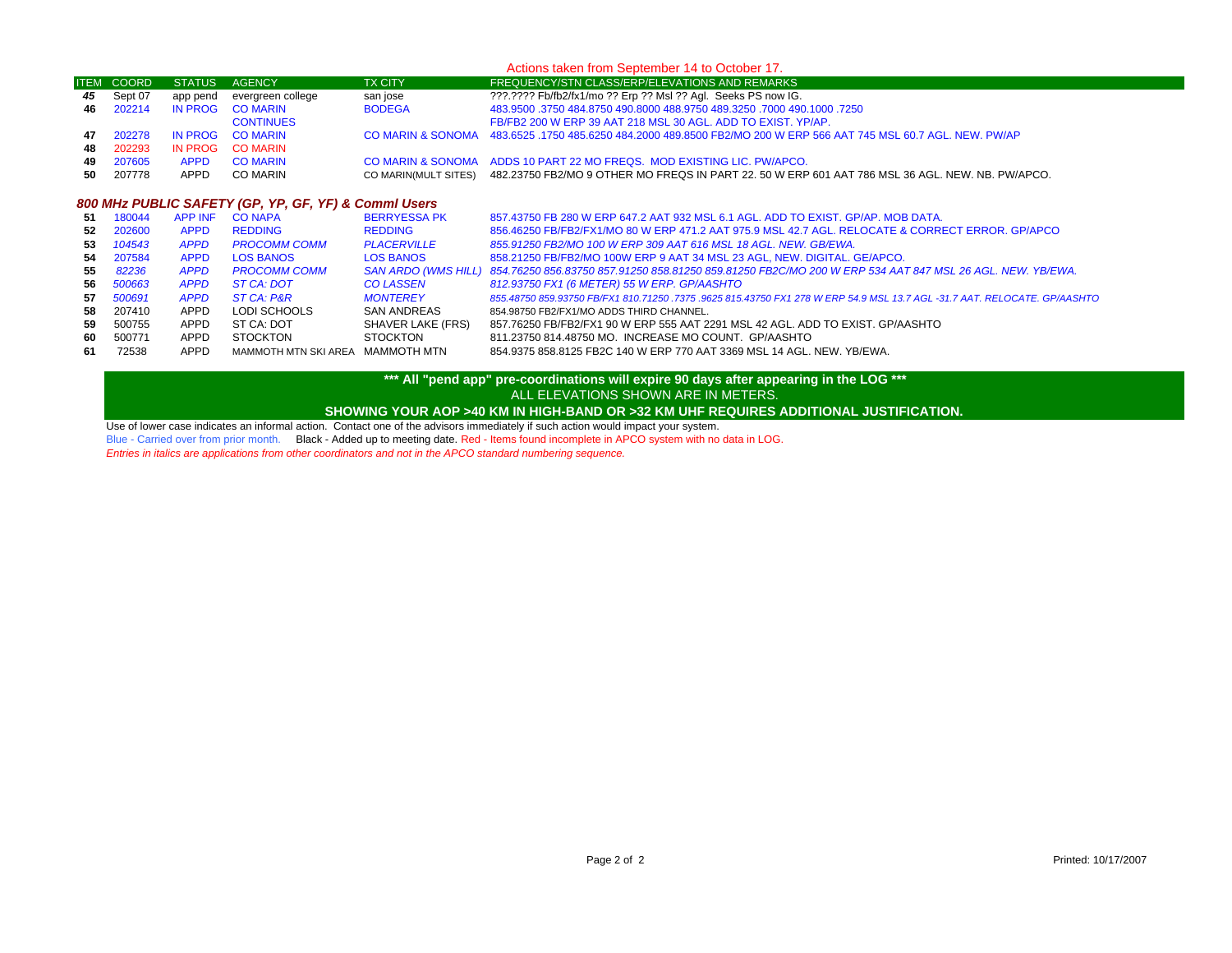Actions taken from September 14 to October 17.

| ITEM | COORD | STATUS | AGENCY | TX CITY | FREQUENCY/STN CLASS/ERP/ELEVATIONS AND REMARKS |
|---|---|---|---|---|---|
| *45* | Sept 07 | app pend | evergreen college | san jose | ???.???? Fb/fb2/fx1/mo ?? Erp ?? Msl ?? Agl. Seeks PS now IG. |
| 46 | 202214 | IN PROG | CO MARIN | BODEGA | 483.9500 .3750 484.8750 490.8000 488.9750 489.3250 .7000 490.1000 .7250 |
| | | | CONTINUES | | FB/FB2 200 W ERP 39 AAT 218 MSL 30 AGL. ADD TO EXIST. YP/AP. |
| 47 | 202278 | IN PROG | CO MARIN | CO MARIN & SONOMA | 483.6525 .1750 485.6250 484.2000 489.8500 FB2/MO 200 W ERP 566 AAT 745 MSL 60.7 AGL. NEW. PW/AP |
| 48 | 202293 | IN PROG | CO MARIN | | |
| 49 | 207605 | APPD | CO MARIN | CO MARIN & SONOMA | ADDS 10 PART 22 MO FREQS. MOD EXISTING LIC. PW/APCO. |
| 50 | 207778 | APPD | CO MARIN | CO MARIN(MULT SITES) | 482.23750 FB2/MO 9 OTHER MO FREQS IN PART 22. 50 W ERP 601 AAT 786 MSL 36 AGL. NEW. NB. PW/APCO. |

***800 MHz PUBLIC SAFETY (GP, YP, GF, YF) & Comml Users***

| ITEM | COORD | STATUS | AGENCY | TX CITY | FREQUENCY/STN CLASS/ERP/ELEVATIONS AND REMARKS |
|---|---|---|---|---|---|
| 51 | 180044 | APP INF | CO NAPA | BERRYESSA PK | 857.43750 FB 280 W ERP 647.2 AAT 932 MSL 6.1 AGL. ADD TO EXIST. GP/AP. MOB DATA. |
| 52 | 202600 | APPD | REDDING | REDDING | 856.46250 FB/FB2/FX1/MO 80 W ERP 471.2 AAT 975.9 MSL 42.7 AGL. RELOCATE & CORRECT ERROR. GP/APCO |
| 53 | *104543* | *APPD* | *PROCOMM COMM* | *PLACERVILLE* | *855.91250 FB2/MO 100 W ERP 309 AAT 616 MSL 18 AGL. NEW. GB/EWA.* |
| 54 | 207584 | APPD | LOS BANOS | LOS BANOS | 858.21250 FB/FB2/MO 100W ERP 9 AAT 34 MSL 23 AGL, NEW. DIGITAL. GE/APCO. |
| 55 | *82236* | *APPD* | *PROCOMM COMM* | *SAN ARDO (WMS HILL)* | *854.76250 856.83750 857.91250 858.81250 859.81250 FB2C/MO 200 W ERP 534 AAT 847 MSL 26 AGL. NEW. YB/EWA.* |
| 56 | *500663* | *APPD* | *ST CA: DOT* | *CO LASSEN* | *812.93750 FX1 (6 METER) 55 W ERP. GP/AASHTO* |
| 57 | *500691* | *APPD* | *ST CA: P&R* | *MONTEREY* | *855.48750 859.93750 FB/FX1 810.71250 .7375 .9625 815.43750 FX1 278 W ERP 54.9 MSL 13.7 AGL -31.7 AAT. RELOCATE. GP/AASHTO* |
| 58 | 207410 | APPD | LODI SCHOOLS | SAN ANDREAS | 854.98750 FB2/FX1/MO ADDS THIRD CHANNEL. |
| 59 | 500755 | APPD | ST CA: DOT | SHAVER LAKE (FRS) | 857.76250 FB/FB2/FX1 90 W ERP 555 AAT 2291 MSL 42 AGL. ADD TO EXIST. GP/AASHTO |
| 60 | 500771 | APPD | STOCKTON | STOCKTON | 811.23750 814.48750 MO. INCREASE MO COUNT. GP/AASHTO |
| 61 | 72538 | APPD | MAMMOTH MTN SKI AREA | MAMMOTH MTN | 854.9375 858.8125 FB2C 140 W ERP 770 AAT 3369 MSL 14 AGL. NEW. YB/EWA. |

**\*\*\* All "pend app" pre-coordinations will expire 90 days after appearing in the LOG \*\*\***

ALL ELEVATIONS SHOWN ARE IN METERS.

**SHOWING YOUR AOP >40 KM IN HIGH-BAND OR >32 KM UHF REQUIRES ADDITIONAL JUSTIFICATION.**

Use of lower case indicates an informal action. Contact one of the advisors immediately if such action would impact your system.

Blue - Carried over from prior month. Black - Added up to meeting date. Red - Items found incomplete in APCO system with no data in LOG.

*Entries in italics are applications from other coordinators and not in the APCO standard numbering sequence.*

Printed: 10/17/2007